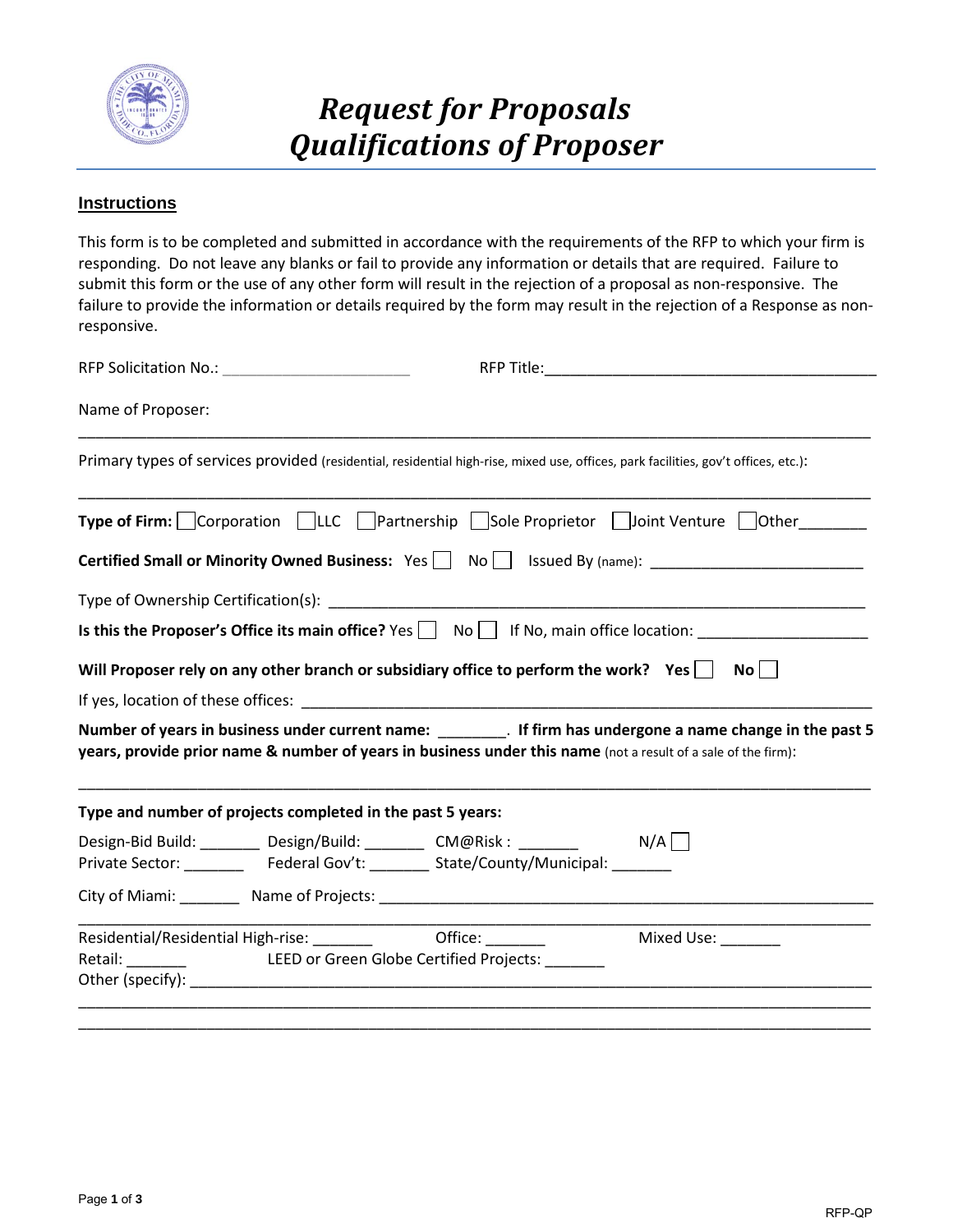// Request for Proposals — Qualifications of Proposer (RFP-QP), page 1 of 3

# *Request for Proposals*
# *Qualifications of Proposer*

## Instructions

This form is to be completed and submitted in accordance with the requirements of the RFP to which your firm is responding. Do not leave any blanks or fail to provide any information or details that are required. Failure to submit this form or the use of any other form will result in the rejection of a proposal as non-responsive. The failure to provide the information or details required by the form may result in the rejection of a Response as non-responsive.

RFP Solicitation No.: ______________________ RFP Title:_______________________________________

Name of Proposer:

_____________________________________________________________________________________________

Primary types of services provided (residential, residential high-rise, mixed use, offices, park facilities, gov't offices, etc.):

_____________________________________________________________________________________________

**Type of Firm:** ☐ Corporation ☐ LLC ☐ Partnership ☐ Sole Proprietor ☐ Joint Venture ☐ Other________

**Certified Small or Minority Owned Business:** Yes ☐ No ☐ Issued By (name): _________________________

Type of Ownership Certification(s): ______________________________________________________________

**Is this the Proposer's Office its main office?** Yes ☐ No ☐ If No, main office location: ____________________

**Will Proposer rely on any other branch or subsidiary office to perform the work?** **Yes** ☐ **No** ☐

If yes, location of these offices: ________________________________________________________________

**Number of years in business under current name:** ________. **If firm has undergone a name change in the past 5 years, provide prior name & number of years in business under this name** (not a result of a sale of the firm):

_____________________________________________________________________________________________

**Type and number of projects completed in the past 5 years:**

Design-Bid Build: _______ Design/Build: _______ CM@Risk : _______ N/A ☐

Private Sector: _______ Federal Gov't: _______ State/County/Municipal: _______

City of Miami: _______ Name of Projects: _________________________________________________________

_____________________________________________________________________________________________

Residential/Residential High-rise: _______ Office: _______ Mixed Use: _______

Retail: _______ LEED or Green Globe Certified Projects: _______

Other (specify): ____________________________________________________________________________

_____________________________________________________________________________________________

_____________________________________________________________________________________________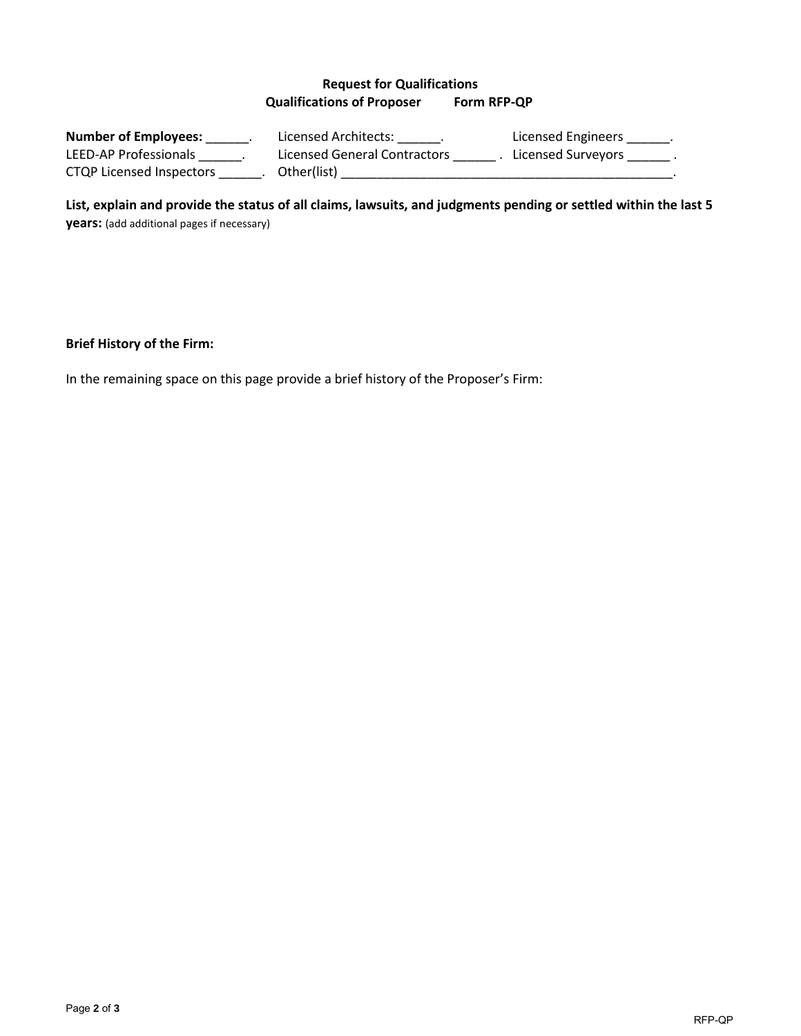**Request for Qualifications**
**Qualifications of Proposer Form RFP-QP**

**Number of Employees:** ______. Licensed Architects: ______. Licensed Engineers ______.
LEED-AP Professionals ______. Licensed General Contractors ______ . Licensed Surveyors ______ .
CTQP Licensed Inspectors ______. Other(list) ______________________________________________.

**List, explain and provide the status of all claims, lawsuits, and judgments pending or settled within the last 5 years:** (add additional pages if necessary)

**Brief History of the Firm:**

In the remaining space on this page provide a brief history of the Proposer's Firm: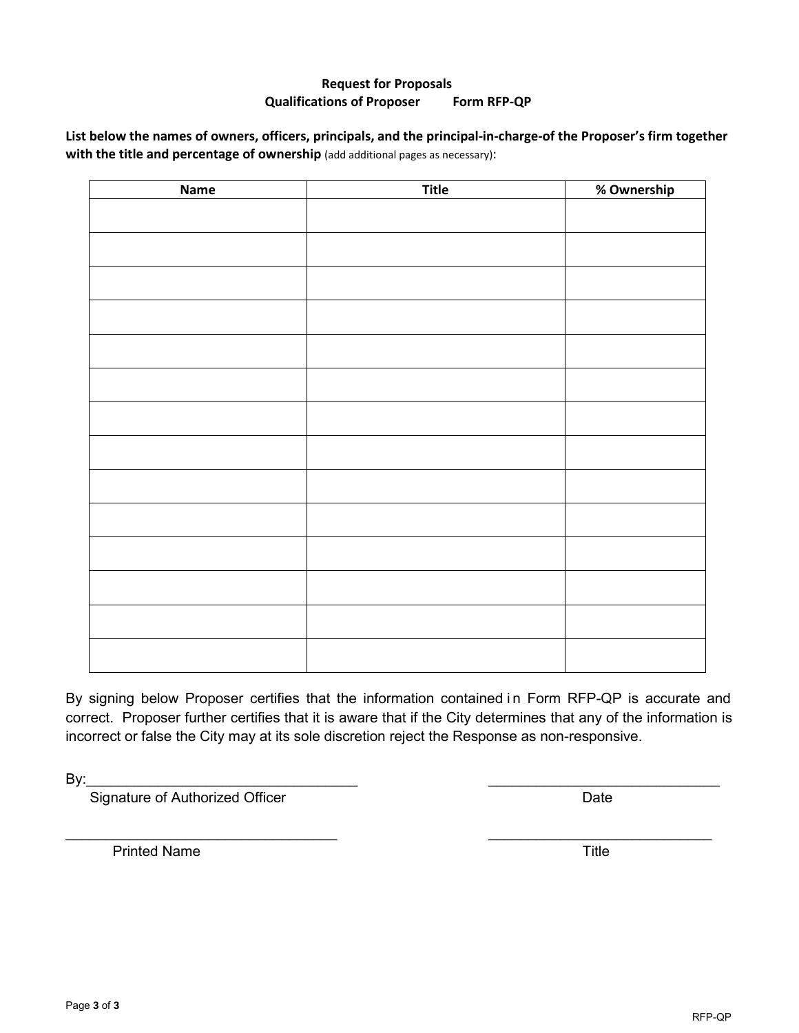**Request for Proposals**
**Qualifications of Proposer Form RFP-QP**

**List below the names of owners, officers, principals, and the principal-in-charge-of the Proposer's firm together with the title and percentage of ownership** (add additional pages as necessary):

| Name | Title | % Ownership |
|---|---|---|
| | | |
| | | |
| | | |
| | | |
| | | |
| | | |
| | | |
| | | |
| | | |
| | | |
| | | |
| | | |
| | | |
| | | |

By signing below Proposer certifies that the information contained in Form RFP-QP is accurate and correct. Proposer further certifies that it is aware that if the City determines that any of the information is incorrect or false the City may at its sole discretion reject the Response as non-responsive.

By:_________________________________ _____________________________
Signature of Authorized Officer Date

___________________________________ ____________________________
Printed Name Title